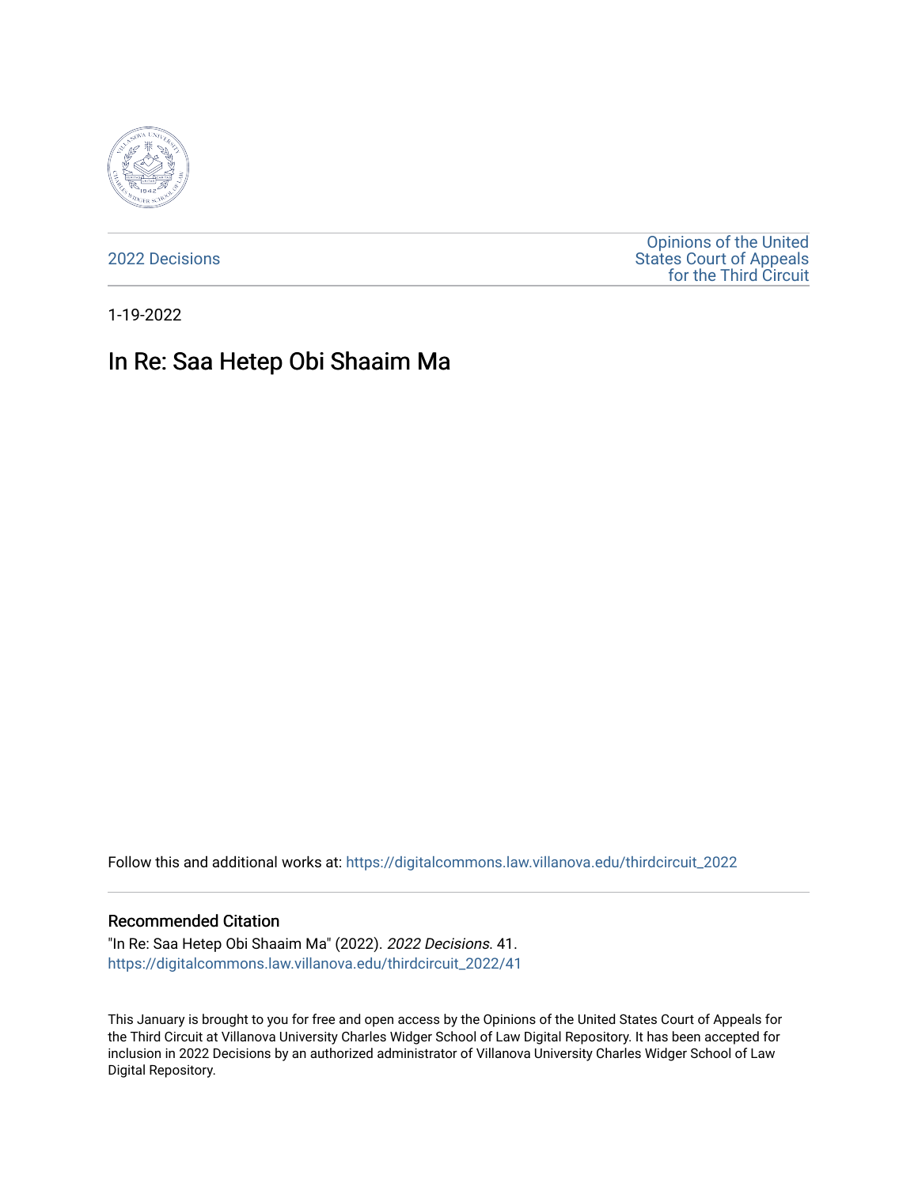2022 Decisions

Opinions of the United States Court of Appeals for the Third Circuit

1-19-2022

# In Re: Saa Hetep Obi Shaaim Ma

Follow this and additional works at: https://digitalcommons.law.villanova.edu/thirdcircuit_2022

## Recommended Citation

"In Re: Saa Hetep Obi Shaaim Ma" (2022). *2022 Decisions*. 41.
https://digitalcommons.law.villanova.edu/thirdcircuit_2022/41

This January is brought to you for free and open access by the Opinions of the United States Court of Appeals for the Third Circuit at Villanova University Charles Widger School of Law Digital Repository. It has been accepted for inclusion in 2022 Decisions by an authorized administrator of Villanova University Charles Widger School of Law Digital Repository.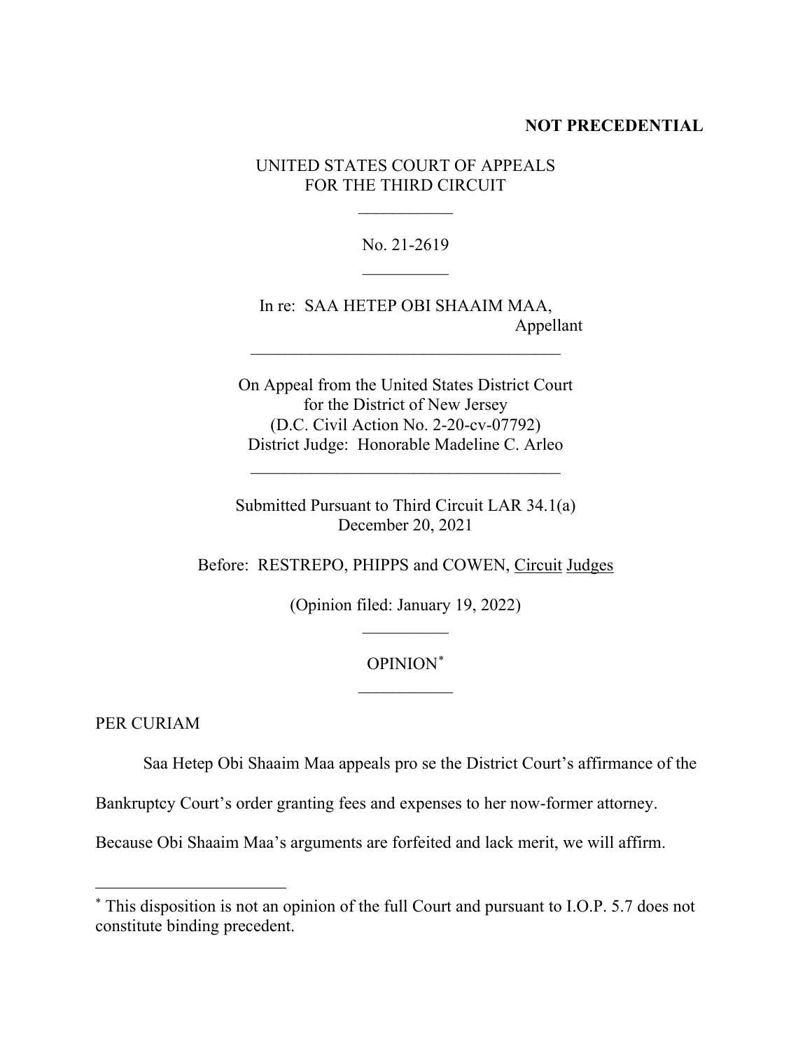**NOT PRECEDENTIAL**

UNITED STATES COURT OF APPEALS
FOR THE THIRD CIRCUIT

No. 21-2619

In re: SAA HETEP OBI SHAAIM MAA,
Appellant

On Appeal from the United States District Court
for the District of New Jersey
(D.C. Civil Action No. 2-20-cv-07792)
District Judge: Honorable Madeline C. Arleo

Submitted Pursuant to Third Circuit LAR 34.1(a)
December 20, 2021

Before: RESTREPO, PHIPPS and COWEN, Circuit Judges

(Opinion filed: January 19, 2022)

OPINION*

PER CURIAM

Saa Hetep Obi Shaaim Maa appeals pro se the District Court's affirmance of the Bankruptcy Court's order granting fees and expenses to her now-former attorney. Because Obi Shaaim Maa's arguments are forfeited and lack merit, we will affirm.

---

* This disposition is not an opinion of the full Court and pursuant to I.O.P. 5.7 does not constitute binding precedent.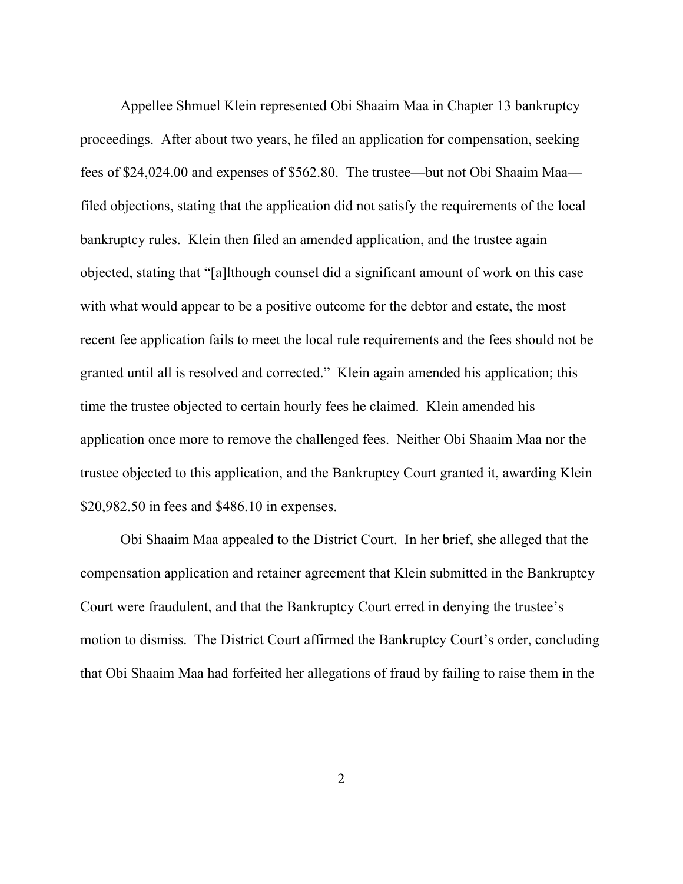Appellee Shmuel Klein represented Obi Shaaim Maa in Chapter 13 bankruptcy proceedings. After about two years, he filed an application for compensation, seeking fees of $24,024.00 and expenses of $562.80. The trustee—but not Obi Shaaim Maa—filed objections, stating that the application did not satisfy the requirements of the local bankruptcy rules. Klein then filed an amended application, and the trustee again objected, stating that "[a]lthough counsel did a significant amount of work on this case with what would appear to be a positive outcome for the debtor and estate, the most recent fee application fails to meet the local rule requirements and the fees should not be granted until all is resolved and corrected." Klein again amended his application; this time the trustee objected to certain hourly fees he claimed. Klein amended his application once more to remove the challenged fees. Neither Obi Shaaim Maa nor the trustee objected to this application, and the Bankruptcy Court granted it, awarding Klein $20,982.50 in fees and $486.10 in expenses.

Obi Shaaim Maa appealed to the District Court. In her brief, she alleged that the compensation application and retainer agreement that Klein submitted in the Bankruptcy Court were fraudulent, and that the Bankruptcy Court erred in denying the trustee's motion to dismiss. The District Court affirmed the Bankruptcy Court's order, concluding that Obi Shaaim Maa had forfeited her allegations of fraud by failing to raise them in the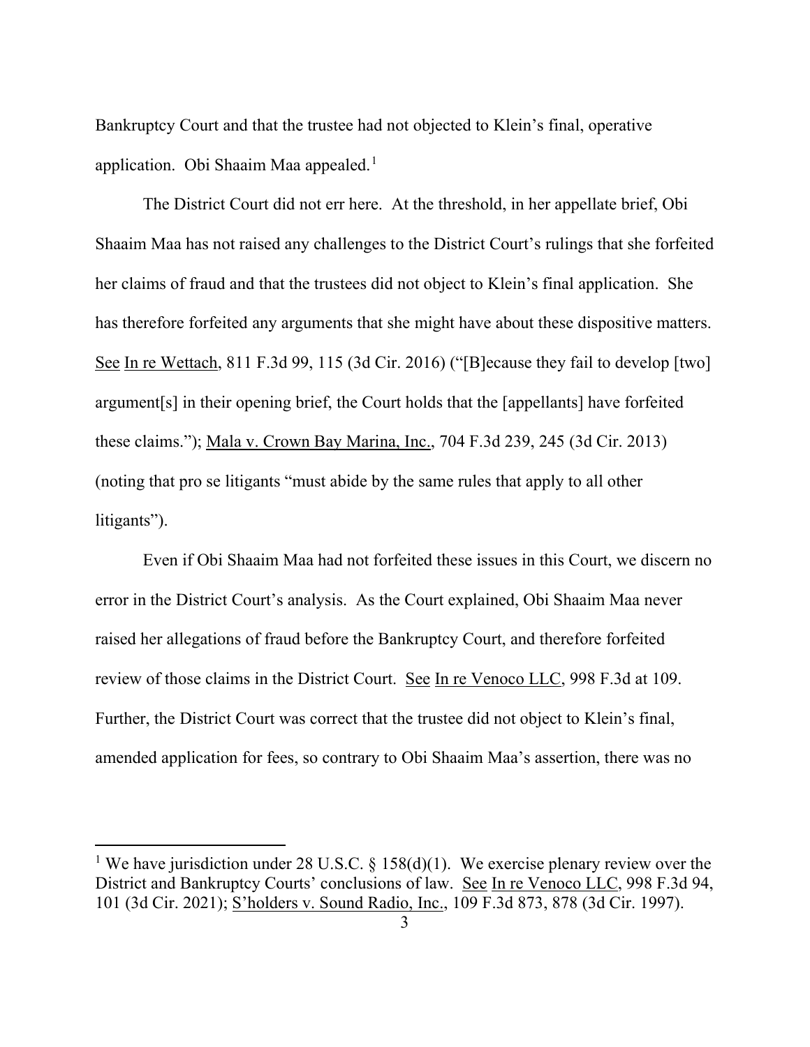Bankruptcy Court and that the trustee had not objected to Klein's final, operative application. Obi Shaaim Maa appealed.[1]

The District Court did not err here. At the threshold, in her appellate brief, Obi Shaaim Maa has not raised any challenges to the District Court's rulings that she forfeited her claims of fraud and that the trustees did not object to Klein's final application. She has therefore forfeited any arguments that she might have about these dispositive matters. See In re Wettach, 811 F.3d 99, 115 (3d Cir. 2016) ("[B]ecause they fail to develop [two] argument[s] in their opening brief, the Court holds that the [appellants] have forfeited these claims."); Mala v. Crown Bay Marina, Inc., 704 F.3d 239, 245 (3d Cir. 2013) (noting that pro se litigants "must abide by the same rules that apply to all other litigants").

Even if Obi Shaaim Maa had not forfeited these issues in this Court, we discern no error in the District Court's analysis. As the Court explained, Obi Shaaim Maa never raised her allegations of fraud before the Bankruptcy Court, and therefore forfeited review of those claims in the District Court. See In re Venoco LLC, 998 F.3d at 109. Further, the District Court was correct that the trustee did not object to Klein's final, amended application for fees, so contrary to Obi Shaaim Maa's assertion, there was no

---

[1] We have jurisdiction under 28 U.S.C. § 158(d)(1). We exercise plenary review over the District and Bankruptcy Courts' conclusions of law. See In re Venoco LLC, 998 F.3d 94, 101 (3d Cir. 2021); S'holders v. Sound Radio, Inc., 109 F.3d 873, 878 (3d Cir. 1997).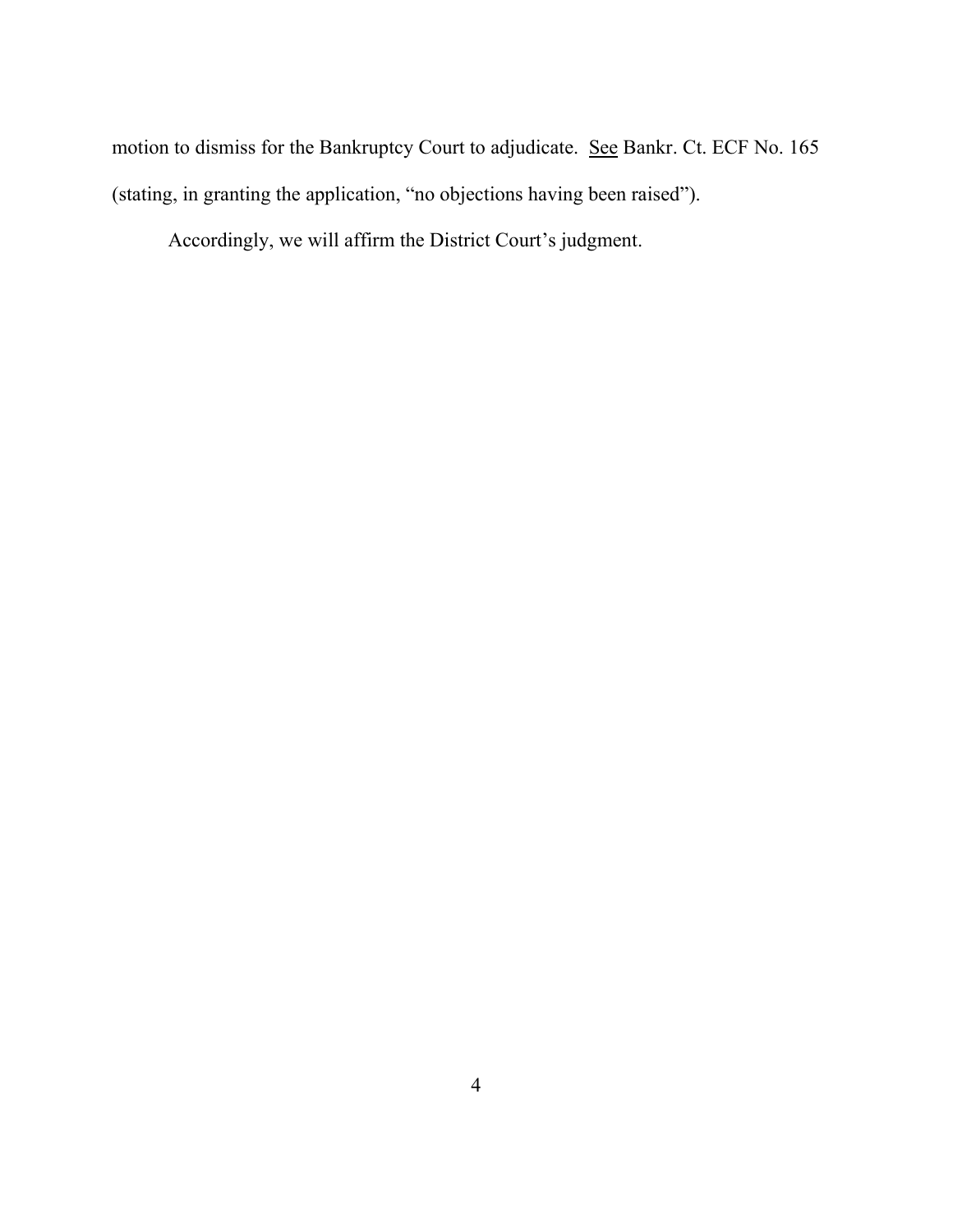motion to dismiss for the Bankruptcy Court to adjudicate. See Bankr. Ct. ECF No. 165 (stating, in granting the application, "no objections having been raised").

Accordingly, we will affirm the District Court's judgment.